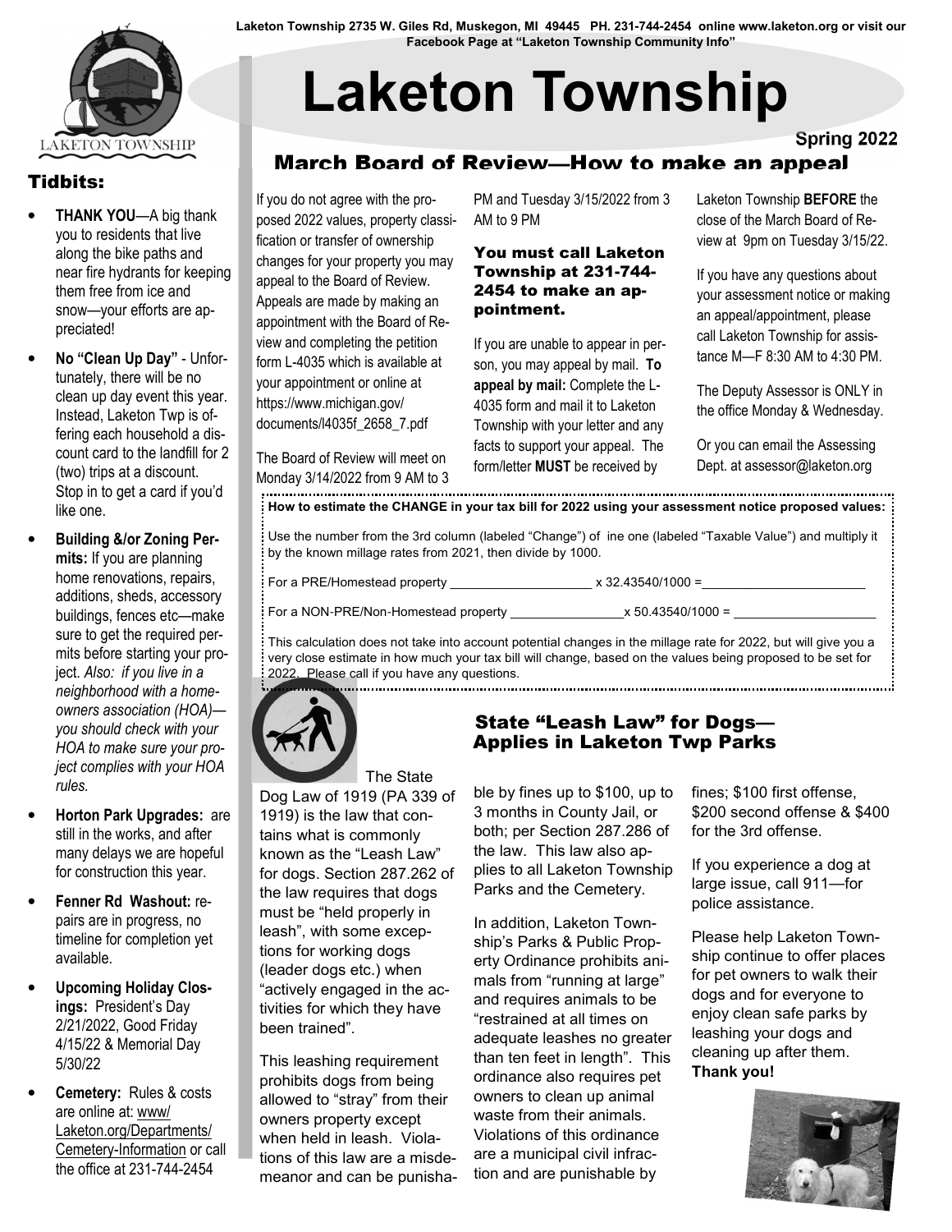Laketon Township 2735 W. Giles Rd, Muskegon, MI 49445 PH. 231-744-2454 online www.laketon.org or visit our Facebook Page at "Laketon Township Community Info"

# Laketon Township

**Spring 2022**

## Tidbits:

- **THANK YOU**—A big thank you to residents that live along the bike paths and near fire hydrants for keeping them free from ice and snow—your efforts are appreciated!
- **No "Clean Up Day"** - Unfortunately, there will be no clean up day event this year. Instead, Laketon Twp is offering each household a discount card to the landfill for 2 (two) trips at a discount. Stop in to get a card if you'd like one.
- **Building &/or Zoning Permits:** If you are planning home renovations, repairs, additions, sheds, accessory buildings, fences etc—make sure to get the required permits before starting your project. *Also: if you live in a neighborhood with a homeowners association (HOA)—you should check with your HOA to make sure your project complies with your HOA rules.*
- **Horton Park Upgrades:** are still in the works, and after many delays we are hopeful for construction this year.
- **Fenner Rd Washout:** repairs are in progress, no timeline for completion yet available.
- **Upcoming Holiday Closings:** President's Day 2/21/2022, Good Friday 4/15/22 & Memorial Day 5/30/22
- **Cemetery:** Rules & costs are online at: www/Laketon.org/Departments/Cemetery-Information or call the office at 231-744-2454

## March Board of Review—How to make an appeal

If you do not agree with the proposed 2022 values, property classification or transfer of ownership changes for your property you may appeal to the Board of Review. Appeals are made by making an appointment with the Board of Review and completing the petition form L-4035 which is available at your appointment or online at https://www.michigan.gov/documents/l4035f_2658_7.pdf

The Board of Review will meet on Monday 3/14/2022 from 9 AM to 3 PM and Tuesday 3/15/2022 from 3 AM to 9 PM

### You must call Laketon Township at 231-744-2454 to make an appointment.

If you are unable to appear in person, you may appeal by mail. **To appeal by mail:** Complete the L-4035 form and mail it to Laketon Township with your letter and any facts to support your appeal. The form/letter **MUST** be received by Laketon Township **BEFORE** the close of the March Board of Review at 9pm on Tuesday 3/15/22.

If you have any questions about your assessment notice or making an appeal/appointment, please call Laketon Township for assistance M—F 8:30 AM to 4:30 PM.

The Deputy Assessor is ONLY in the office Monday & Wednesday.

Or you can email the Assessing Dept. at assessor@laketon.org

**How to estimate the CHANGE in your tax bill for 2022 using your assessment notice proposed values:**

Use the number from the 3rd column (labeled "Change") of ine one (labeled "Taxable Value") and multiply it by the known millage rates from 2021, then divide by 1000.

For a PRE/Homestead property ____________________ x 32.43540/1000 =________________________

For a NON-PRE/Non-Homestead property ________________x 50.43540/1000 = ____________________

This calculation does not take into account potential changes in the millage rate for 2022, but will give you a very close estimate in how much your tax bill will change, based on the values being proposed to be set for 2022. Please call if you have any questions.

## State "Leash Law" for Dogs—Applies in Laketon Twp Parks

The State Dog Law of 1919 (PA 339 of 1919) is the law that contains what is commonly known as the "Leash Law" for dogs. Section 287.262 of the law requires that dogs must be "held properly in leash", with some exceptions for working dogs (leader dogs etc.) when "actively engaged in the activities for which they have been trained".

This leashing requirement prohibits dogs from being allowed to "stray" from their owners property except when held in leash. Violations of this law are a misdemeanor and can be punishable by fines up to $100, up to 3 months in County Jail, or both; per Section 287.286 of the law. This law also applies to all Laketon Township Parks and the Cemetery.

In addition, Laketon Township's Parks & Public Property Ordinance prohibits animals from "running at large" and requires animals to be "restrained at all times on adequate leashes no greater than ten feet in length". This ordinance also requires pet owners to clean up animal waste from their animals. Violations of this ordinance are a municipal civil infraction and are punishable by fines; $100 first offense, $200 second offense & $400 for the 3rd offense.

If you experience a dog at large issue, call 911—for police assistance.

Please help Laketon Township continue to offer places for pet owners to walk their dogs and for everyone to enjoy clean safe parks by leashing your dogs and cleaning up after them. **Thank you!**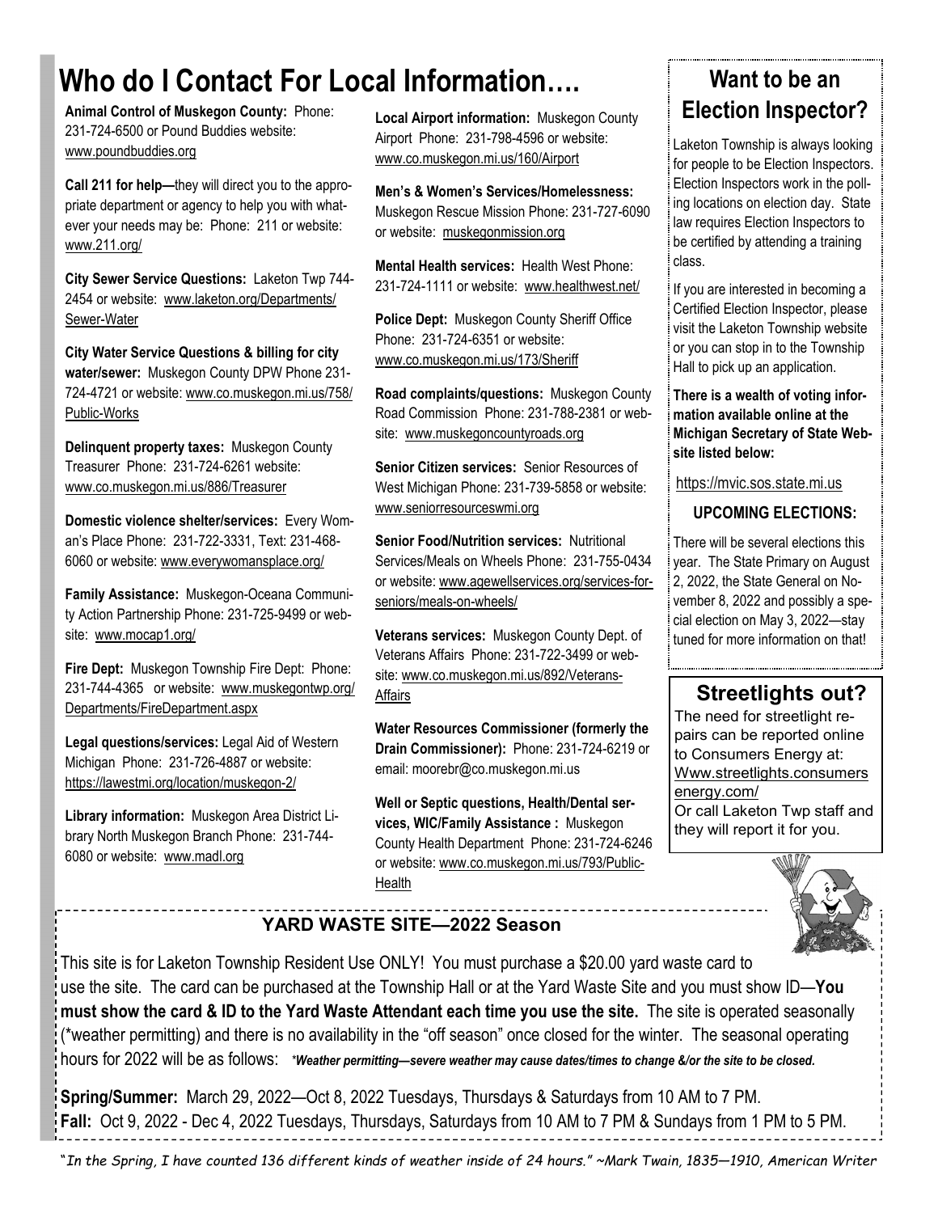# Who do I Contact For Local Information….

**Animal Control of Muskegon County:** Phone: 231-724-6500 or Pound Buddies website: www.poundbuddies.org

**Call 211 for help—**they will direct you to the appropriate department or agency to help you with whatever your needs may be: Phone: 211 or website: www.211.org/

**City Sewer Service Questions:** Laketon Twp 744-2454 or website: www.laketon.org/Departments/Sewer-Water

**City Water Service Questions & billing for city water/sewer:** Muskegon County DPW Phone 231-724-4721 or website: www.co.muskegon.mi.us/758/Public-Works

**Delinquent property taxes:** Muskegon County Treasurer Phone: 231-724-6261 website: www.co.muskegon.mi.us/886/Treasurer

**Domestic violence shelter/services:** Every Woman's Place Phone: 231-722-3331, Text: 231-468-6060 or website: www.everywomansplace.org/

**Family Assistance:** Muskegon-Oceana Community Action Partnership Phone: 231-725-9499 or website: www.mocap1.org/

**Fire Dept:** Muskegon Township Fire Dept: Phone: 231-744-4365 or website: www.muskegontwp.org/Departments/FireDepartment.aspx

**Legal questions/services:** Legal Aid of Western Michigan Phone: 231-726-4887 or website: https://lawestmi.org/location/muskegon-2/

**Library information:** Muskegon Area District Library North Muskegon Branch Phone: 231-744-6080 or website: www.madl.org

**Local Airport information:** Muskegon County Airport Phone: 231-798-4596 or website: www.co.muskegon.mi.us/160/Airport

**Men's & Women's Services/Homelessness:** Muskegon Rescue Mission Phone: 231-727-6090 or website: muskegonmission.org

**Mental Health services:** Health West Phone: 231-724-1111 or website: www.healthwest.net/

**Police Dept:** Muskegon County Sheriff Office Phone: 231-724-6351 or website: www.co.muskegon.mi.us/173/Sheriff

**Road complaints/questions:** Muskegon County Road Commission Phone: 231-788-2381 or website: www.muskegoncountyroads.org

**Senior Citizen services:** Senior Resources of West Michigan Phone: 231-739-5858 or website: www.seniorresourceswmi.org

**Senior Food/Nutrition services:** Nutritional Services/Meals on Wheels Phone: 231-755-0434 or website: www.agewellservices.org/services-for-seniors/meals-on-wheels/

**Veterans services:** Muskegon County Dept. of Veterans Affairs Phone: 231-722-3499 or website: www.co.muskegon.mi.us/892/Veterans-Affairs

**Water Resources Commissioner (formerly the Drain Commissioner):** Phone: 231-724-6219 or email: moorebr@co.muskegon.mi.us

**Well or Septic questions, Health/Dental services, WIC/Family Assistance :** Muskegon County Health Department Phone: 231-724-6246 or website: www.co.muskegon.mi.us/793/Public-Health

## Want to be an Election Inspector?

Laketon Township is always looking for people to be Election Inspectors. Election Inspectors work in the polling locations on election day. State law requires Election Inspectors to be certified by attending a training class.

If you are interested in becoming a Certified Election Inspector, please visit the Laketon Township website or you can stop in to the Township Hall to pick up an application.

**There is a wealth of voting information available online at the Michigan Secretary of State Website listed below:**

https://mvic.sos.state.mi.us

**UPCOMING ELECTIONS:**

There will be several elections this year. The State Primary on August 2, 2022, the State General on November 8, 2022 and possibly a special election on May 3, 2022—stay tuned for more information on that!

## Streetlights out?

The need for streetlight repairs can be reported online to Consumers Energy at: Www.streetlights.consumersenergy.com/

Or call Laketon Twp staff and they will report it for you.

## YARD WASTE SITE—2022 Season

This site is for Laketon Township Resident Use ONLY! You must purchase a $20.00 yard waste card to use the site. The card can be purchased at the Township Hall or at the Yard Waste Site and you must show ID—**You must show the card & ID to the Yard Waste Attendant each time you use the site.** The site is operated seasonally (*weather permitting) and there is no availability in the "off season" once closed for the winter. The seasonal operating hours for 2022 will be as follows: ***Weather permitting—severe weather may cause dates/times to change &/or the site to be closed.***

**Spring/Summer:** March 29, 2022—Oct 8, 2022 Tuesdays, Thursdays & Saturdays from 10 AM to 7 PM.

**Fall:** Oct 9, 2022 - Dec 4, 2022 Tuesdays, Thursdays, Saturdays from 10 AM to 7 PM & Sundays from 1 PM to 5 PM.

*"In the Spring, I have counted 136 different kinds of weather inside of 24 hours." ~Mark Twain, 1835—1910, American Writer*